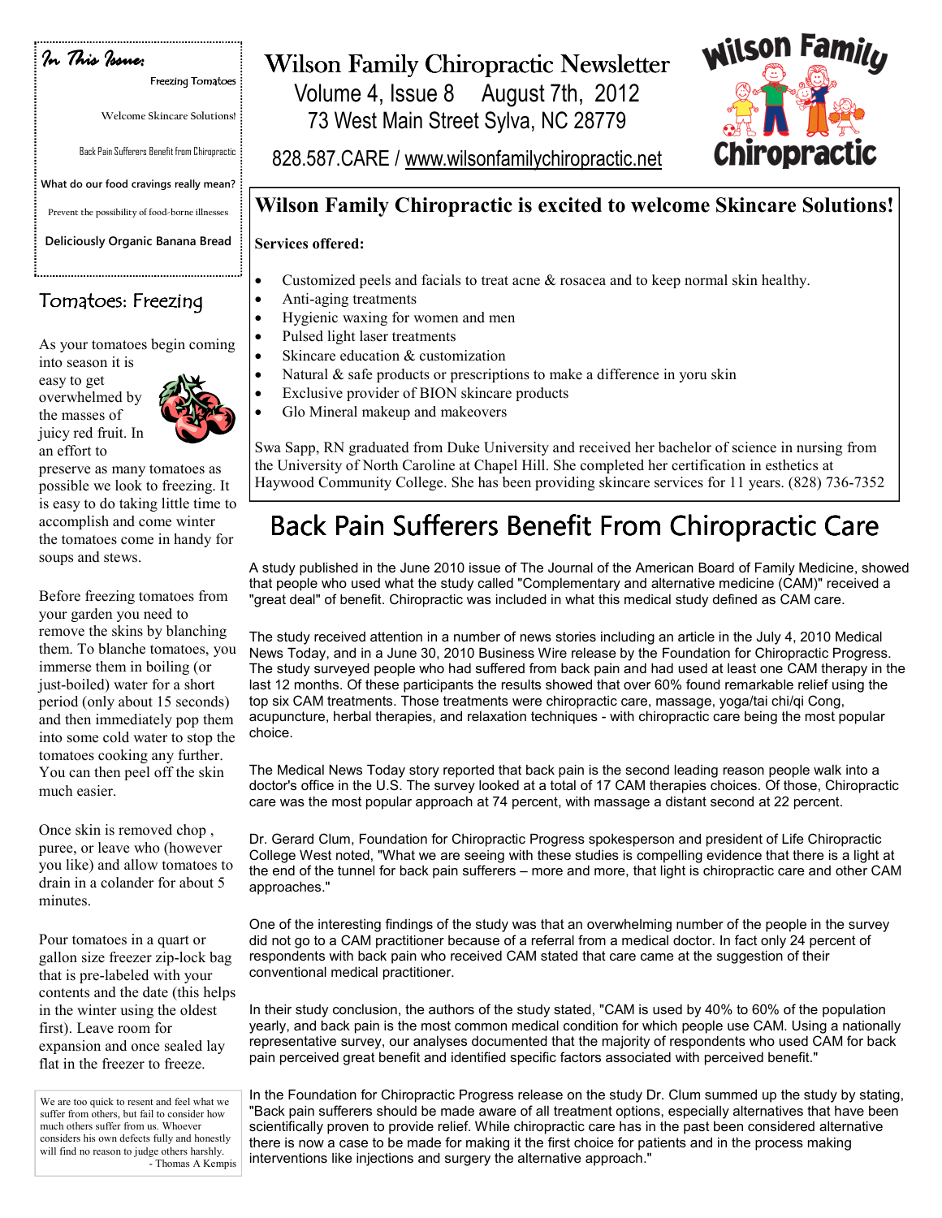# Wilson Family Chiropractic Newsletter

Volume 4, Issue 8 August 7th, 2012

73 West Main Street Sylva, NC 28779

828.587.CARE / www.wilsonfamilychiropractic.net

**In This Issue:**

- Freezing Tomatoes
- Welcome Skincare Solutions!
- Back Pain Sufferers Benefit from Chiropractic
- What do our food cravings really mean?
- Prevent the possibility of food-borne illnesses
- Deliciously Organic Banana Bread

## Tomatoes: Freezing

As your tomatoes begin coming into season it is easy to get overwhelmed by the masses of juicy red fruit. In an effort to preserve as many tomatoes as possible we look to freezing. It is easy to do taking little time to accomplish and come winter the tomatoes come in handy for soups and stews.

Before freezing tomatoes from your garden you need to remove the skins by blanching them. To blanche tomatoes, you immerse them in boiling (or just-boiled) water for a short period (only about 15 seconds) and then immediately pop them into some cold water to stop the tomatoes cooking any further. You can then peel off the skin much easier.

Once skin is removed chop , puree, or leave who (however you like) and allow tomatoes to drain in a colander for about 5 minutes.

Pour tomatoes in a quart or gallon size freezer zip-lock bag that is pre-labeled with your contents and the date (this helps in the winter using the oldest first). Leave room for expansion and once sealed lay flat in the freezer to freeze.

> We are too quick to resent and feel what we suffer from others, but fail to consider how much others suffer from us. Whoever considers his own defects fully and honestly will find no reason to judge others harshly.
>
> - Thomas A Kempis

## Wilson Family Chiropractic is excited to welcome Skincare Solutions!

**Services offered:**

- Customized peels and facials to treat acne & rosacea and to keep normal skin healthy.
- Anti-aging treatments
- Hygienic waxing for women and men
- Pulsed light laser treatments
- Skincare education & customization
- Natural & safe products or prescriptions to make a difference in yoru skin
- Exclusive provider of BION skincare products
- Glo Mineral makeup and makeovers

Swa Sapp, RN graduated from Duke University and received her bachelor of science in nursing from the University of North Caroline at Chapel Hill. She completed her certification in esthetics at Haywood Community College. She has been providing skincare services for 11 years. (828) 736-7352

## Back Pain Sufferers Benefit From Chiropractic Care

A study published in the June 2010 issue of The Journal of the American Board of Family Medicine, showed that people who used what the study called "Complementary and alternative medicine (CAM)" received a "great deal" of benefit. Chiropractic was included in what this medical study defined as CAM care.

The study received attention in a number of news stories including an article in the July 4, 2010 Medical News Today, and in a June 30, 2010 Business Wire release by the Foundation for Chiropractic Progress. The study surveyed people who had suffered from back pain and had used at least one CAM therapy in the last 12 months. Of these participants the results showed that over 60% found remarkable relief using the top six CAM treatments. Those treatments were chiropractic care, massage, yoga/tai chi/qi Cong, acupuncture, herbal therapies, and relaxation techniques - with chiropractic care being the most popular choice.

The Medical News Today story reported that back pain is the second leading reason people walk into a doctor's office in the U.S. The survey looked at a total of 17 CAM therapies choices. Of those, Chiropractic care was the most popular approach at 74 percent, with massage a distant second at 22 percent.

Dr. Gerard Clum, Foundation for Chiropractic Progress spokesperson and president of Life Chiropractic College West noted, "What we are seeing with these studies is compelling evidence that there is a light at the end of the tunnel for back pain sufferers – more and more, that light is chiropractic care and other CAM approaches."

One of the interesting findings of the study was that an overwhelming number of the people in the survey did not go to a CAM practitioner because of a referral from a medical doctor. In fact only 24 percent of respondents with back pain who received CAM stated that care came at the suggestion of their conventional medical practitioner.

In their study conclusion, the authors of the study stated, "CAM is used by 40% to 60% of the population yearly, and back pain is the most common medical condition for which people use CAM. Using a nationally representative survey, our analyses documented that the majority of respondents who used CAM for back pain perceived great benefit and identified specific factors associated with perceived benefit."

In the Foundation for Chiropractic Progress release on the study Dr. Clum summed up the study by stating, "Back pain sufferers should be made aware of all treatment options, especially alternatives that have been scientifically proven to provide relief. While chiropractic care has in the past been considered alternative there is now a case to be made for making it the first choice for patients and in the process making interventions like injections and surgery the alternative approach."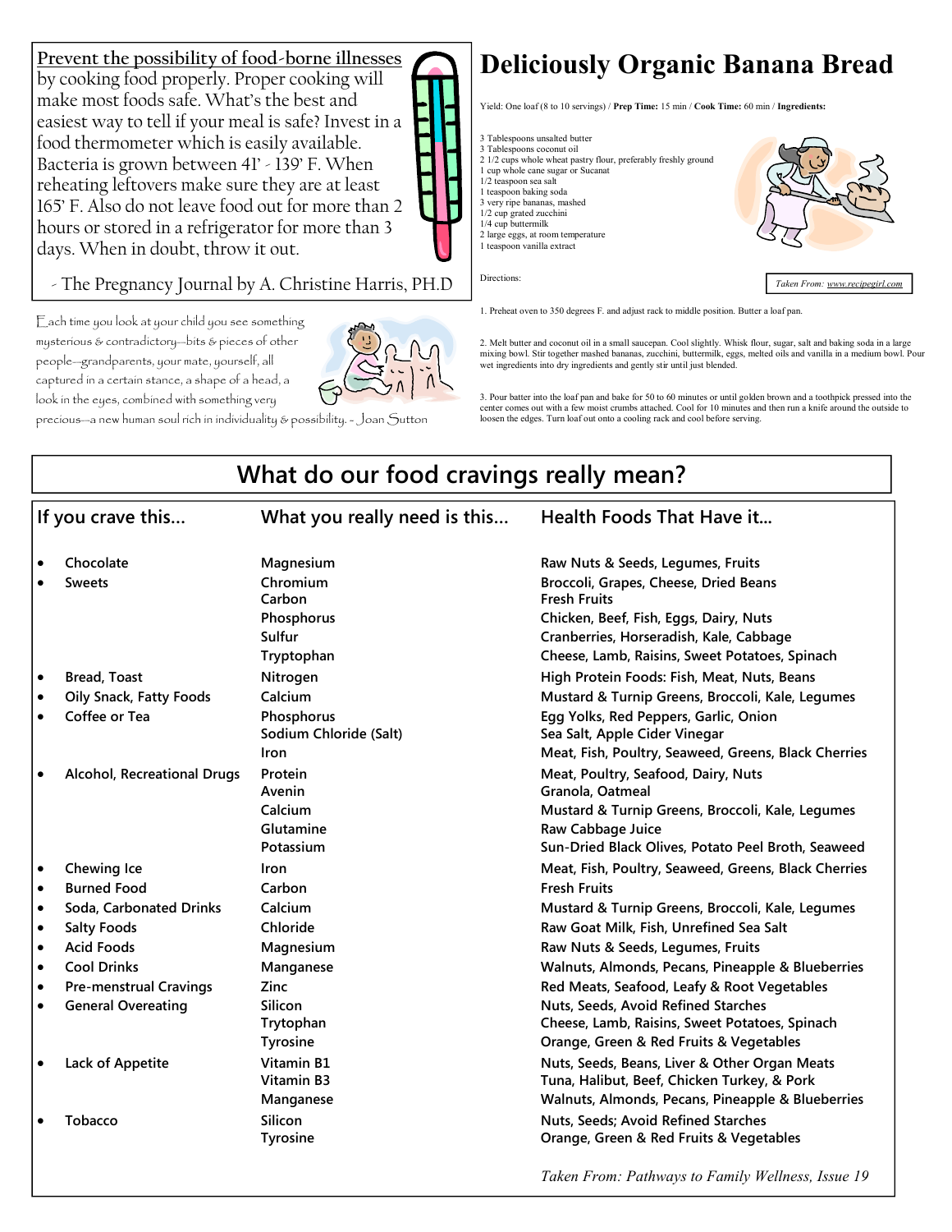**Prevent the possibility of food-borne illnesses** by cooking food properly. Proper cooking will make most foods safe. What's the best and easiest way to tell if your meal is safe? Invest in a food thermometer which is easily available. Bacteria is grown between 41' - 139' F. When reheating leftovers make sure they are at least 165' F. Also do not leave food out for more than 2 hours or stored in a refrigerator for more than 3 days. When in doubt, throw it out.

- The Pregnancy Journal by A. Christine Harris, PH.D

Each time you look at your child you see something mysterious & contradictory—bits & pieces of other people—grandparents, your mate, yourself, all captured in a certain stance, a shape of a head, a look in the eyes, combined with something very precious—a new human soul rich in individuality & possibility. - Joan Sutton

# Deliciously Organic Banana Bread

Yield: One loaf (8 to 10 servings) / **Prep Time:** 15 min / **Cook Time:** 60 min / **Ingredients:**

3 Tablespoons unsalted butter
3 Tablespoons coconut oil
2 1/2 cups whole wheat pastry flour, preferably freshly ground
1 cup whole cane sugar or Sucanat
1/2 teaspoon sea salt
1 teaspoon baking soda
3 very ripe bananas, mashed
1/2 cup grated zucchini
1/4 cup buttermilk
2 large eggs, at room temperature
1 teaspoon vanilla extract

Directions:

*Taken From: www.recipegirl.com*

1. Preheat oven to 350 degrees F. and adjust rack to middle position. Butter a loaf pan.

2. Melt butter and coconut oil in a small saucepan. Cool slightly. Whisk flour, sugar, salt and baking soda in a large mixing bowl. Stir together mashed bananas, zucchini, buttermilk, eggs, melted oils and vanilla in a medium bowl. Pour wet ingredients into dry ingredients and gently stir until just blended.

3. Pour batter into the loaf pan and bake for 50 to 60 minutes or until golden brown and a toothpick pressed into the center comes out with a few moist crumbs attached. Cool for 10 minutes and then run a knife around the outside to loosen the edges. Turn loaf out onto a cooling rack and cool before serving.

## What do our food cravings really mean?

| If you crave this... | What you really need is this... | Health Foods That Have it... |
|---|---|---|
| • Chocolate | Magnesium | Raw Nuts & Seeds, Legumes, Fruits |
| • Sweets | Chromium | Broccoli, Grapes, Cheese, Dried Beans |
| | Carbon | Fresh Fruits |
| | Phosphorus | Chicken, Beef, Fish, Eggs, Dairy, Nuts |
| | Sulfur | Cranberries, Horseradish, Kale, Cabbage |
| | Tryptophan | Cheese, Lamb, Raisins, Sweet Potatoes, Spinach |
| • Bread, Toast | Nitrogen | High Protein Foods: Fish, Meat, Nuts, Beans |
| • Oily Snack, Fatty Foods | Calcium | Mustard & Turnip Greens, Broccoli, Kale, Legumes |
| • Coffee or Tea | Phosphorus | Egg Yolks, Red Peppers, Garlic, Onion |
| | Sodium Chloride (Salt) | Sea Salt, Apple Cider Vinegar |
| | Iron | Meat, Fish, Poultry, Seaweed, Greens, Black Cherries |
| • Alcohol, Recreational Drugs | Protein | Meat, Poultry, Seafood, Dairy, Nuts |
| | Avenin | Granola, Oatmeal |
| | Calcium | Mustard & Turnip Greens, Broccoli, Kale, Legumes |
| | Glutamine | Raw Cabbage Juice |
| | Potassium | Sun-Dried Black Olives, Potato Peel Broth, Seaweed |
| • Chewing Ice | Iron | Meat, Fish, Poultry, Seaweed, Greens, Black Cherries |
| • Burned Food | Carbon | Fresh Fruits |
| • Soda, Carbonated Drinks | Calcium | Mustard & Turnip Greens, Broccoli, Kale, Legumes |
| • Salty Foods | Chloride | Raw Goat Milk, Fish, Unrefined Sea Salt |
| • Acid Foods | Magnesium | Raw Nuts & Seeds, Legumes, Fruits |
| • Cool Drinks | Manganese | Walnuts, Almonds, Pecans, Pineapple & Blueberries |
| • Pre-menstrual Cravings | Zinc | Red Meats, Seafood, Leafy & Root Vegetables |
| • General Overeating | Silicon | Nuts, Seeds, Avoid Refined Starches |
| | Trytophan | Cheese, Lamb, Raisins, Sweet Potatoes, Spinach |
| | Tyrosine | Orange, Green & Red Fruits & Vegetables |
| • Lack of Appetite | Vitamin B1 | Nuts, Seeds, Beans, Liver & Other Organ Meats |
| | Vitamin B3 | Tuna, Halibut, Beef, Chicken Turkey, & Pork |
| | Manganese | Walnuts, Almonds, Pecans, Pineapple & Blueberries |
| • Tobacco | Silicon | Nuts, Seeds; Avoid Refined Starches |
| | Tyrosine | Orange, Green & Red Fruits & Vegetables |

*Taken From: Pathways to Family Wellness, Issue 19*